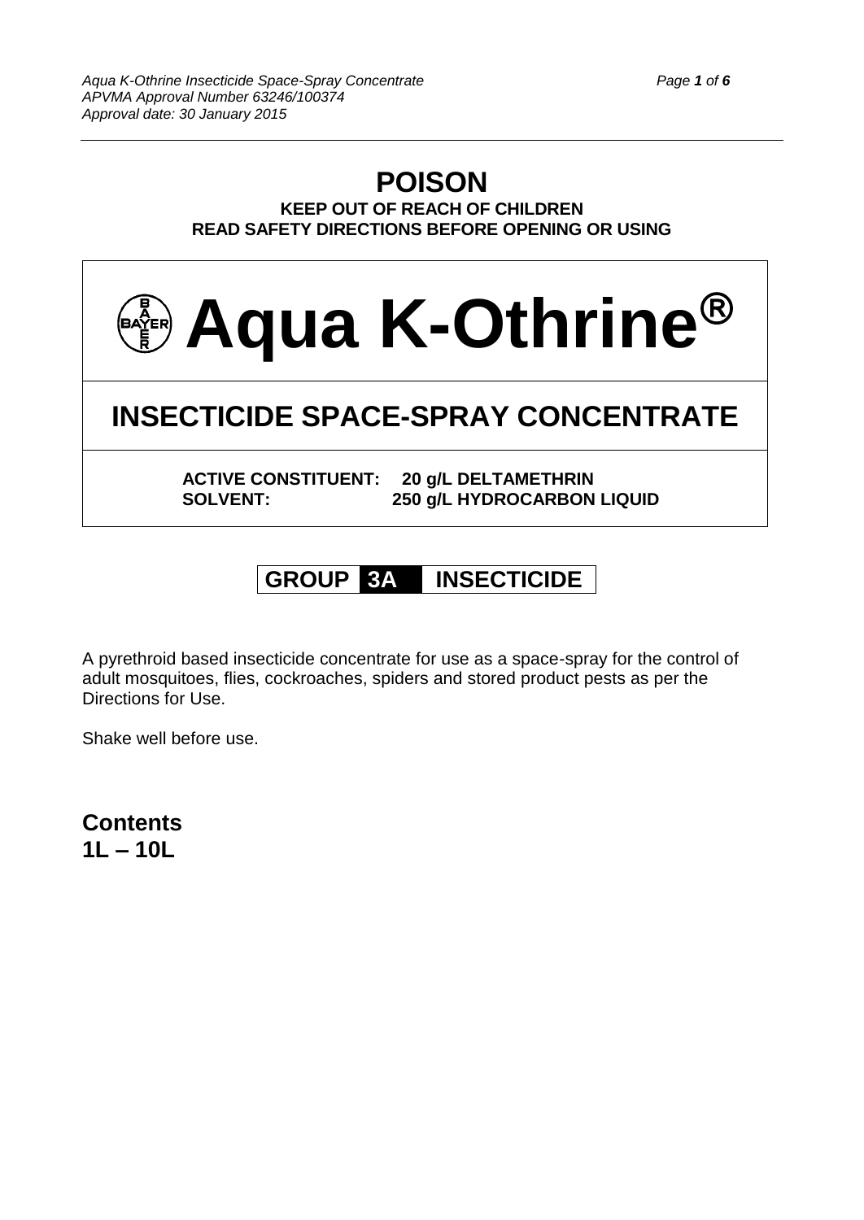# POISON

**KEEP OUT OF REACH OF CHILDREN**
**READ SAFETY DIRECTIONS BEFORE OPENING OR USING**

# Aqua K-Othrine®

## INSECTICIDE SPACE-SPRAY CONCENTRATE

**ACTIVE CONSTITUENT: 20 g/L DELTAMETHRIN**
**SOLVENT: 250 g/L HYDROCARBON LIQUID**

**GROUP 3A INSECTICIDE**

A pyrethroid based insecticide concentrate for use as a space-spray for the control of adult mosquitoes, flies, cockroaches, spiders and stored product pests as per the Directions for Use.

Shake well before use.

## Contents
## 1L – 10L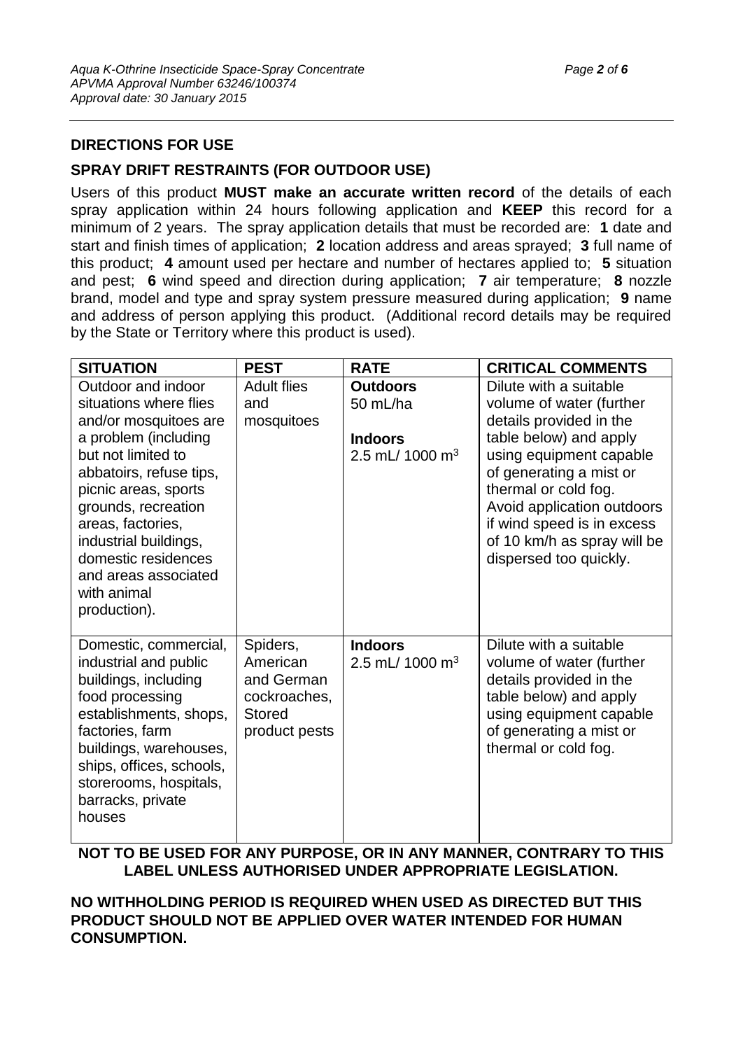## DIRECTIONS FOR USE

### SPRAY DRIFT RESTRAINTS (FOR OUTDOOR USE)

Users of this product **MUST make an accurate written record** of the details of each spray application within 24 hours following application and **KEEP** this record for a minimum of 2 years. The spray application details that must be recorded are: **1** date and start and finish times of application; **2** location address and areas sprayed; **3** full name of this product; **4** amount used per hectare and number of hectares applied to; **5** situation and pest; **6** wind speed and direction during application; **7** air temperature; **8** nozzle brand, model and type and spray system pressure measured during application; **9** name and address of person applying this product. (Additional record details may be required by the State or Territory where this product is used).

| SITUATION | PEST | RATE | CRITICAL COMMENTS |
|---|---|---|---|
| Outdoor and indoor situations where flies and/or mosquitoes are a problem (including but not limited to abbatoirs, refuse tips, picnic areas, sports grounds, recreation areas, factories, industrial buildings, domestic residences and areas associated with animal production). | Adult flies and mosquitoes | **Outdoors** 50 mL/ha<br><br>**Indoors** 2.5 mL/ 1000 $m^3$ | Dilute with a suitable volume of water (further details provided in the table below) and apply using equipment capable of generating a mist or thermal or cold fog. Avoid application outdoors if wind speed is in excess of 10 km/h as spray will be dispersed too quickly. |
| Domestic, commercial, industrial and public buildings, including food processing establishments, shops, factories, farm buildings, warehouses, ships, offices, schools, storerooms, hospitals, barracks, private houses | Spiders, American and German cockroaches, Stored product pests | **Indoors** 2.5 mL/ 1000 $m^3$ | Dilute with a suitable volume of water (further details provided in the table below) and apply using equipment capable of generating a mist or thermal or cold fog. |

**NOT TO BE USED FOR ANY PURPOSE, OR IN ANY MANNER, CONTRARY TO THIS LABEL UNLESS AUTHORISED UNDER APPROPRIATE LEGISLATION.**

**NO WITHHOLDING PERIOD IS REQUIRED WHEN USED AS DIRECTED BUT THIS PRODUCT SHOULD NOT BE APPLIED OVER WATER INTENDED FOR HUMAN CONSUMPTION.**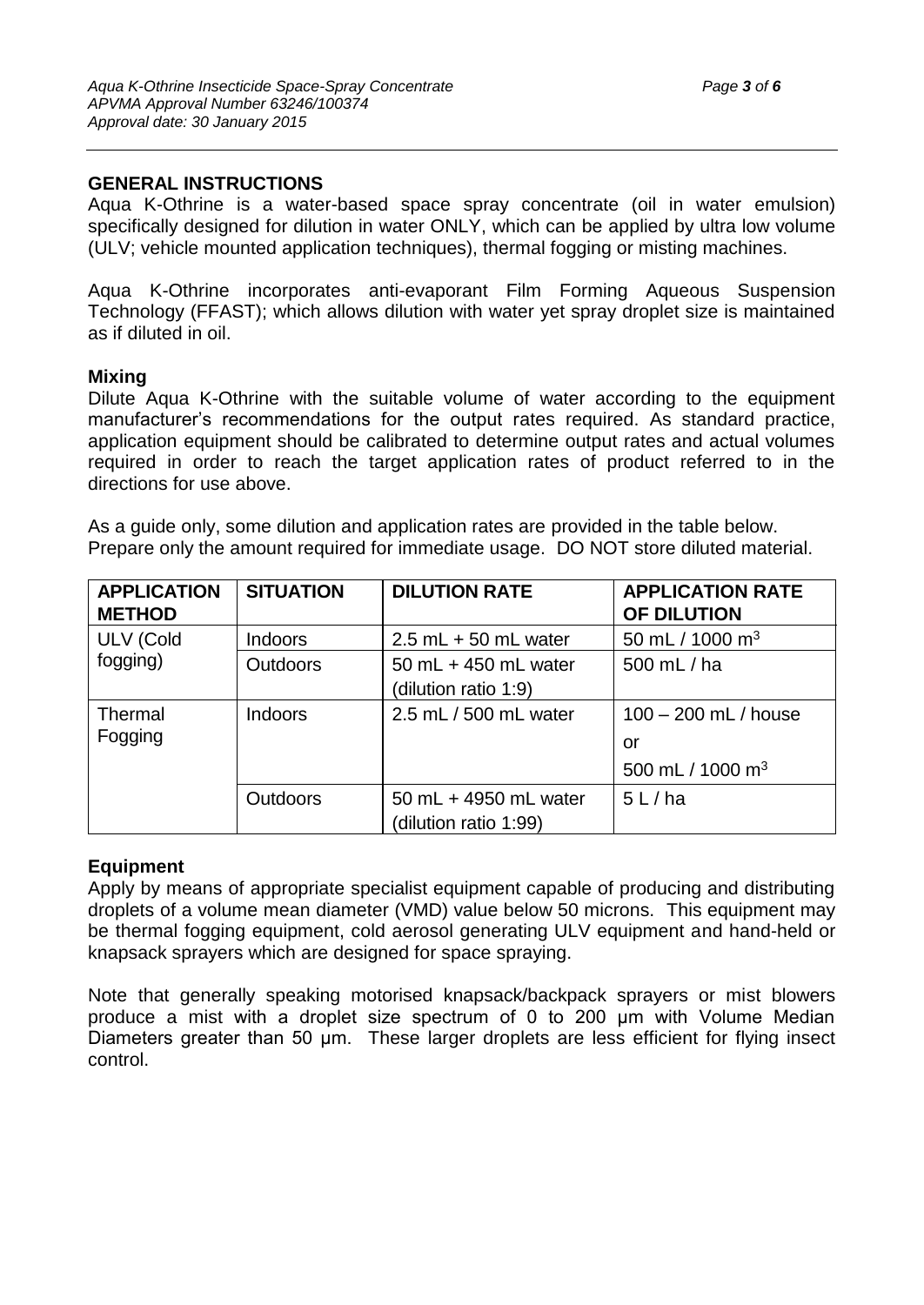## GENERAL INSTRUCTIONS

Aqua K-Othrine is a water-based space spray concentrate (oil in water emulsion) specifically designed for dilution in water ONLY, which can be applied by ultra low volume (ULV; vehicle mounted application techniques), thermal fogging or misting machines.

Aqua K-Othrine incorporates anti-evaporant Film Forming Aqueous Suspension Technology (FFAST); which allows dilution with water yet spray droplet size is maintained as if diluted in oil.

### Mixing

Dilute Aqua K-Othrine with the suitable volume of water according to the equipment manufacturer's recommendations for the output rates required. As standard practice, application equipment should be calibrated to determine output rates and actual volumes required in order to reach the target application rates of product referred to in the directions for use above.

As a guide only, some dilution and application rates are provided in the table below. Prepare only the amount required for immediate usage. DO NOT store diluted material.

| APPLICATION METHOD | SITUATION | DILUTION RATE | APPLICATION RATE OF DILUTION |
|---|---|---|---|
| ULV (Cold fogging) | Indoors | 2.5 mL + 50 mL water | 50 mL / 1000 $m^3$ |
| | Outdoors | 50 mL + 450 mL water (dilution ratio 1:9) | 500 mL / ha |
| Thermal Fogging | Indoors | 2.5 mL / 500 mL water | 100 – 200 mL / house or 500 mL / 1000 $m^3$ |
| | Outdoors | 50 mL + 4950 mL water (dilution ratio 1:99) | 5 L / ha |

### Equipment

Apply by means of appropriate specialist equipment capable of producing and distributing droplets of a volume mean diameter (VMD) value below 50 microns. This equipment may be thermal fogging equipment, cold aerosol generating ULV equipment and hand-held or knapsack sprayers which are designed for space spraying.

Note that generally speaking motorised knapsack/backpack sprayers or mist blowers produce a mist with a droplet size spectrum of 0 to 200 μm with Volume Median Diameters greater than 50 μm. These larger droplets are less efficient for flying insect control.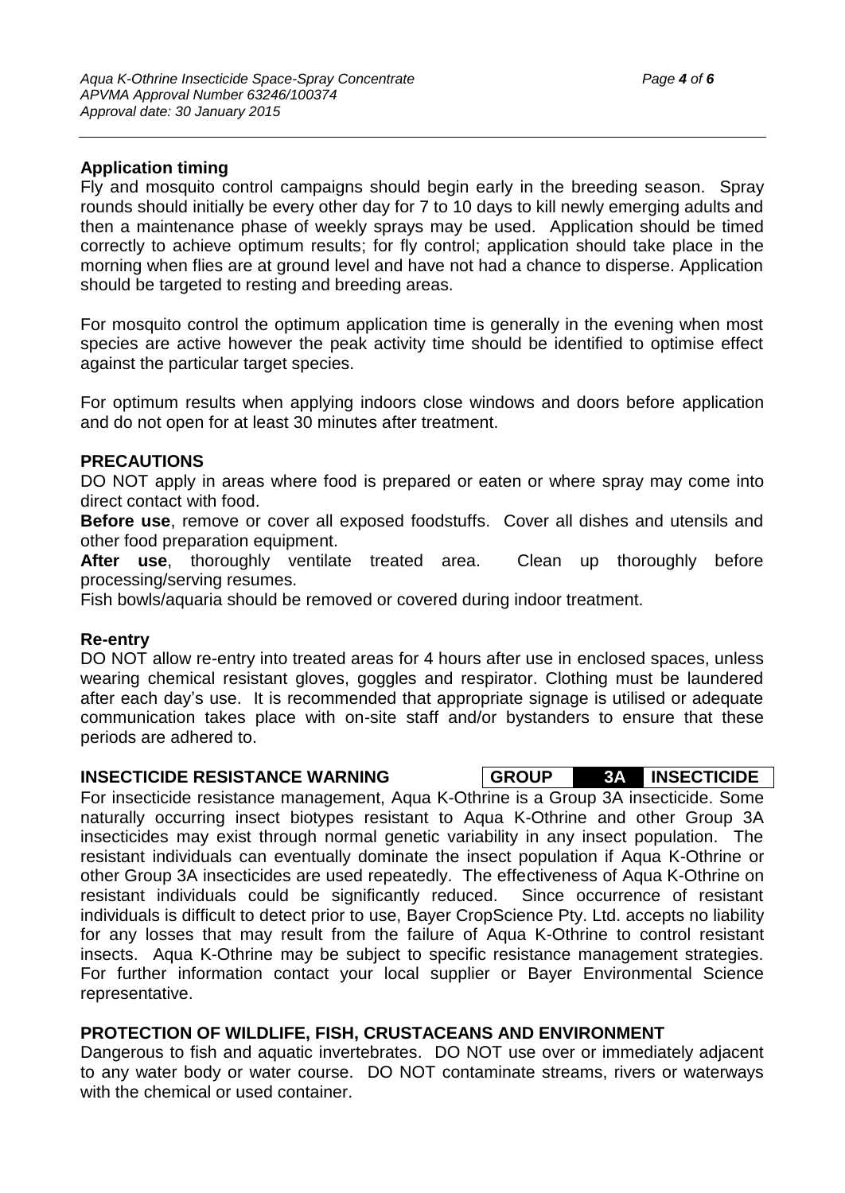**Application timing**

Fly and mosquito control campaigns should begin early in the breeding season. Spray rounds should initially be every other day for 7 to 10 days to kill newly emerging adults and then a maintenance phase of weekly sprays may be used. Application should be timed correctly to achieve optimum results; for fly control; application should take place in the morning when flies are at ground level and have not had a chance to disperse. Application should be targeted to resting and breeding areas.

For mosquito control the optimum application time is generally in the evening when most species are active however the peak activity time should be identified to optimise effect against the particular target species.

For optimum results when applying indoors close windows and doors before application and do not open for at least 30 minutes after treatment.

**PRECAUTIONS**

DO NOT apply in areas where food is prepared or eaten or where spray may come into direct contact with food.

**Before use**, remove or cover all exposed foodstuffs. Cover all dishes and utensils and other food preparation equipment.

**After use**, thoroughly ventilate treated area. Clean up thoroughly before processing/serving resumes.

Fish bowls/aquaria should be removed or covered during indoor treatment.

**Re-entry**

DO NOT allow re-entry into treated areas for 4 hours after use in enclosed spaces, unless wearing chemical resistant gloves, goggles and respirator. Clothing must be laundered after each day's use. It is recommended that appropriate signage is utilised or adequate communication takes place with on-site staff and/or bystanders to ensure that these periods are adhered to.

**INSECTICIDE RESISTANCE WARNING**

| GROUP | 3A | INSECTICIDE |
|---|---|---|

For insecticide resistance management, Aqua K-Othrine is a Group 3A insecticide. Some naturally occurring insect biotypes resistant to Aqua K-Othrine and other Group 3A insecticides may exist through normal genetic variability in any insect population. The resistant individuals can eventually dominate the insect population if Aqua K-Othrine or other Group 3A insecticides are used repeatedly. The effectiveness of Aqua K-Othrine on resistant individuals could be significantly reduced. Since occurrence of resistant individuals is difficult to detect prior to use, Bayer CropScience Pty. Ltd. accepts no liability for any losses that may result from the failure of Aqua K-Othrine to control resistant insects. Aqua K-Othrine may be subject to specific resistance management strategies. For further information contact your local supplier or Bayer Environmental Science representative.

**PROTECTION OF WILDLIFE, FISH, CRUSTACEANS AND ENVIRONMENT**

Dangerous to fish and aquatic invertebrates. DO NOT use over or immediately adjacent to any water body or water course. DO NOT contaminate streams, rivers or waterways with the chemical or used container.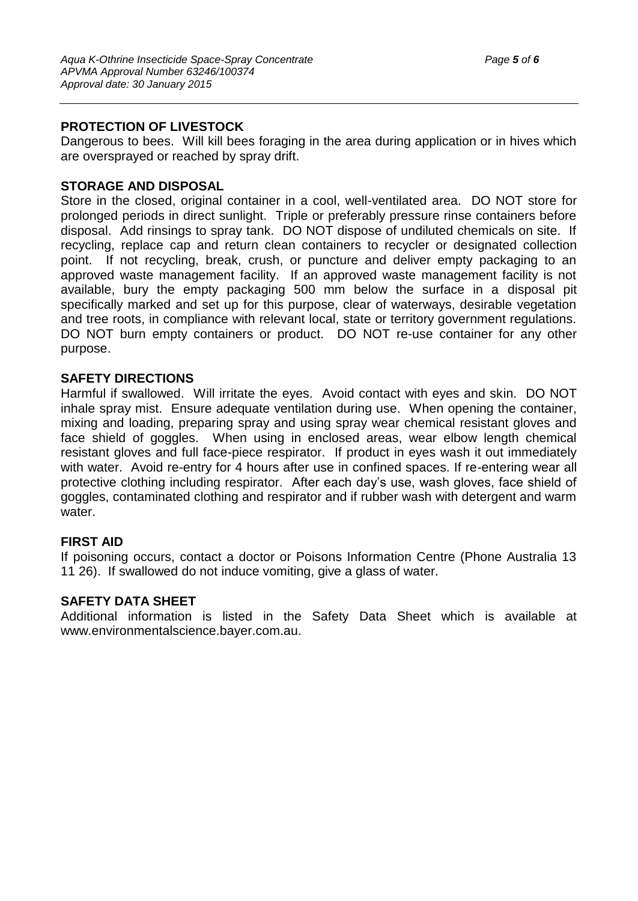## PROTECTION OF LIVESTOCK

Dangerous to bees. Will kill bees foraging in the area during application or in hives which are oversprayed or reached by spray drift.

## STORAGE AND DISPOSAL

Store in the closed, original container in a cool, well-ventilated area. DO NOT store for prolonged periods in direct sunlight. Triple or preferably pressure rinse containers before disposal. Add rinsings to spray tank. DO NOT dispose of undiluted chemicals on site. If recycling, replace cap and return clean containers to recycler or designated collection point. If not recycling, break, crush, or puncture and deliver empty packaging to an approved waste management facility. If an approved waste management facility is not available, bury the empty packaging 500 mm below the surface in a disposal pit specifically marked and set up for this purpose, clear of waterways, desirable vegetation and tree roots, in compliance with relevant local, state or territory government regulations. DO NOT burn empty containers or product. DO NOT re-use container for any other purpose.

## SAFETY DIRECTIONS

Harmful if swallowed. Will irritate the eyes. Avoid contact with eyes and skin. DO NOT inhale spray mist. Ensure adequate ventilation during use. When opening the container, mixing and loading, preparing spray and using spray wear chemical resistant gloves and face shield of goggles. When using in enclosed areas, wear elbow length chemical resistant gloves and full face-piece respirator. If product in eyes wash it out immediately with water. Avoid re-entry for 4 hours after use in confined spaces. If re-entering wear all protective clothing including respirator. After each day's use, wash gloves, face shield of goggles, contaminated clothing and respirator and if rubber wash with detergent and warm water.

## FIRST AID

If poisoning occurs, contact a doctor or Poisons Information Centre (Phone Australia 13 11 26). If swallowed do not induce vomiting, give a glass of water.

## SAFETY DATA SHEET

Additional information is listed in the Safety Data Sheet which is available at www.environmentalscience.bayer.com.au.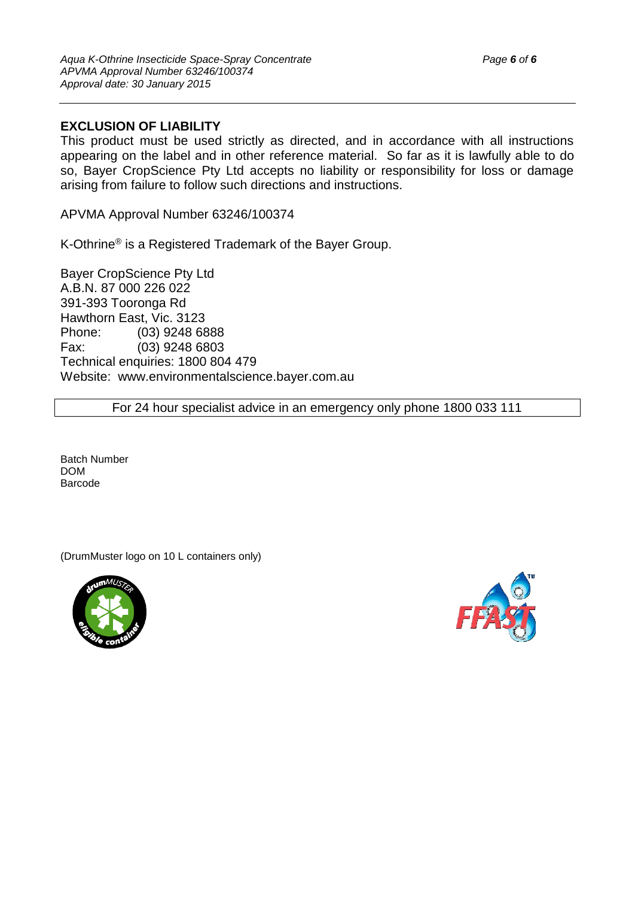## EXCLUSION OF LIABILITY

This product must be used strictly as directed, and in accordance with all instructions appearing on the label and in other reference material. So far as it is lawfully able to do so, Bayer CropScience Pty Ltd accepts no liability or responsibility for loss or damage arising from failure to follow such directions and instructions.

APVMA Approval Number 63246/100374

K-Othrine® is a Registered Trademark of the Bayer Group.

Bayer CropScience Pty Ltd
A.B.N. 87 000 226 022
391-393 Tooronga Rd
Hawthorn East, Vic. 3123
Phone: (03) 9248 6888
Fax: (03) 9248 6803
Technical enquiries: 1800 804 479
Website: www.environmentalscience.bayer.com.au

For 24 hour specialist advice in an emergency only phone 1800 033 111

Batch Number
DOM
Barcode

(DrumMuster logo on 10 L containers only)